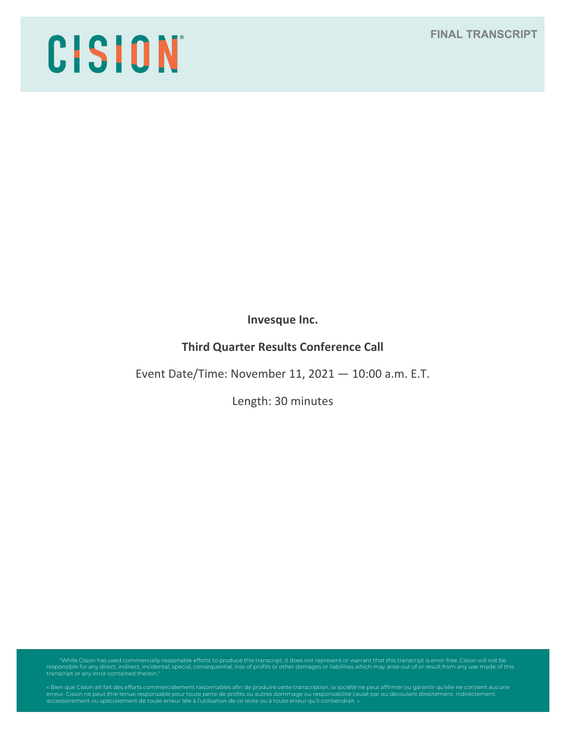CISION

FINAL TRANSCRIPT

**Invesque Inc.**

**Third Quarter Results Conference Call**

Event Date/Time: November 11, 2021 — 10:00 a.m. E.T.

Length: 30 minutes

"While Cision has used commercially reasonable efforts to produce this transcript, it does not represent or warrant that this transcript is error-free. Cision will not be responsible for any direct, indirect, incidental, special, consequential, loss of profits or other damages or liabilities which may arise out of or result from any use made of this transcript or any error contained therein."

« Bien que Cision ait fait des efforts commercialement raisonnables afin de produire cette transcription, la société ne peut affirmer ou garantir qu'elle ne contient aucune erreur. Cision ne peut être tenue responsable pour toute perte de profits ou autres dommage ou responsabilité causé par ou découlant directement, indirectement, accessoirement ou spécialement de toute erreur liée à l'utilisation de ce texte ou à toute erreur qu'il contiendrait. »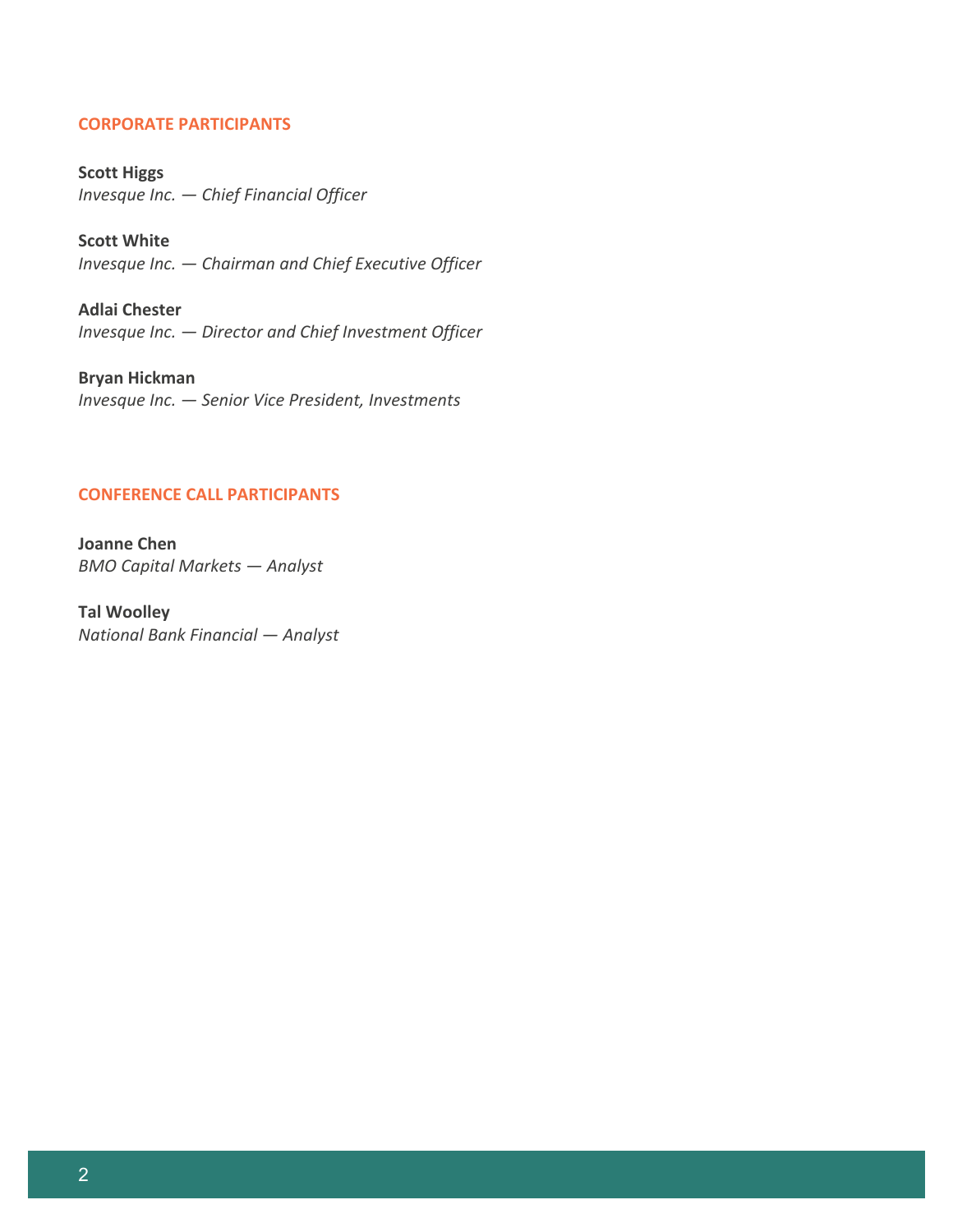## CORPORATE PARTICIPANTS

**Scott Higgs**
*Invesque Inc. — Chief Financial Officer*

**Scott White**
*Invesque Inc. — Chairman and Chief Executive Officer*

**Adlai Chester**
*Invesque Inc. — Director and Chief Investment Officer*

**Bryan Hickman**
*Invesque Inc. — Senior Vice President, Investments*

## CONFERENCE CALL PARTICIPANTS

**Joanne Chen**
*BMO Capital Markets — Analyst*

**Tal Woolley**
*National Bank Financial — Analyst*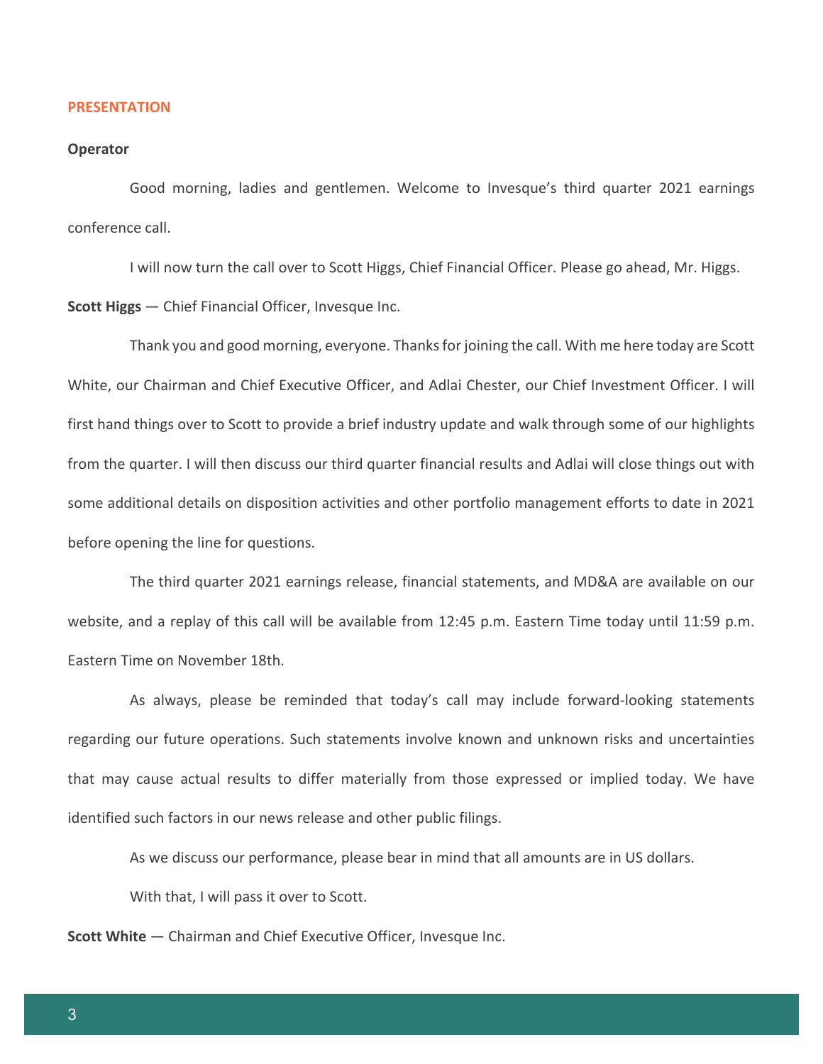## PRESENTATION

**Operator**

Good morning, ladies and gentlemen. Welcome to Invesque's third quarter 2021 earnings conference call.

I will now turn the call over to Scott Higgs, Chief Financial Officer. Please go ahead, Mr. Higgs.

**Scott Higgs** — Chief Financial Officer, Invesque Inc.

Thank you and good morning, everyone. Thanks for joining the call. With me here today are Scott White, our Chairman and Chief Executive Officer, and Adlai Chester, our Chief Investment Officer. I will first hand things over to Scott to provide a brief industry update and walk through some of our highlights from the quarter. I will then discuss our third quarter financial results and Adlai will close things out with some additional details on disposition activities and other portfolio management efforts to date in 2021 before opening the line for questions.

The third quarter 2021 earnings release, financial statements, and MD&A are available on our website, and a replay of this call will be available from 12:45 p.m. Eastern Time today until 11:59 p.m. Eastern Time on November 18th.

As always, please be reminded that today's call may include forward-looking statements regarding our future operations. Such statements involve known and unknown risks and uncertainties that may cause actual results to differ materially from those expressed or implied today. We have identified such factors in our news release and other public filings.

As we discuss our performance, please bear in mind that all amounts are in US dollars.

With that, I will pass it over to Scott.

**Scott White** — Chairman and Chief Executive Officer, Invesque Inc.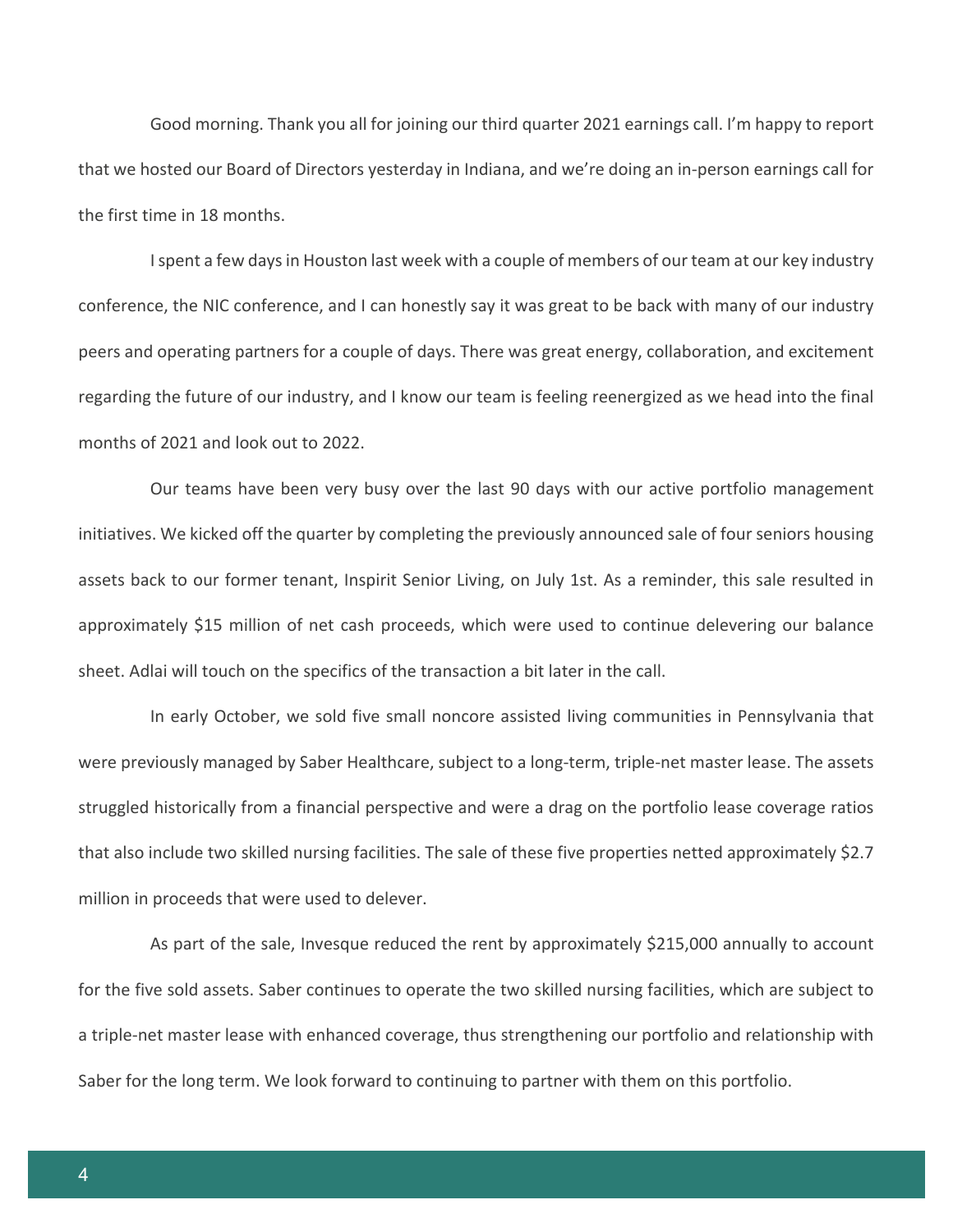Good morning. Thank you all for joining our third quarter 2021 earnings call. I'm happy to report that we hosted our Board of Directors yesterday in Indiana, and we're doing an in-person earnings call for the first time in 18 months.

I spent a few days in Houston last week with a couple of members of our team at our key industry conference, the NIC conference, and I can honestly say it was great to be back with many of our industry peers and operating partners for a couple of days. There was great energy, collaboration, and excitement regarding the future of our industry, and I know our team is feeling reenergized as we head into the final months of 2021 and look out to 2022.

Our teams have been very busy over the last 90 days with our active portfolio management initiatives. We kicked off the quarter by completing the previously announced sale of four seniors housing assets back to our former tenant, Inspirit Senior Living, on July 1st. As a reminder, this sale resulted in approximately $15 million of net cash proceeds, which were used to continue delevering our balance sheet. Adlai will touch on the specifics of the transaction a bit later in the call.

In early October, we sold five small noncore assisted living communities in Pennsylvania that were previously managed by Saber Healthcare, subject to a long-term, triple-net master lease. The assets struggled historically from a financial perspective and were a drag on the portfolio lease coverage ratios that also include two skilled nursing facilities. The sale of these five properties netted approximately $2.7 million in proceeds that were used to delever.

As part of the sale, Invesque reduced the rent by approximately $215,000 annually to account for the five sold assets. Saber continues to operate the two skilled nursing facilities, which are subject to a triple-net master lease with enhanced coverage, thus strengthening our portfolio and relationship with Saber for the long term. We look forward to continuing to partner with them on this portfolio.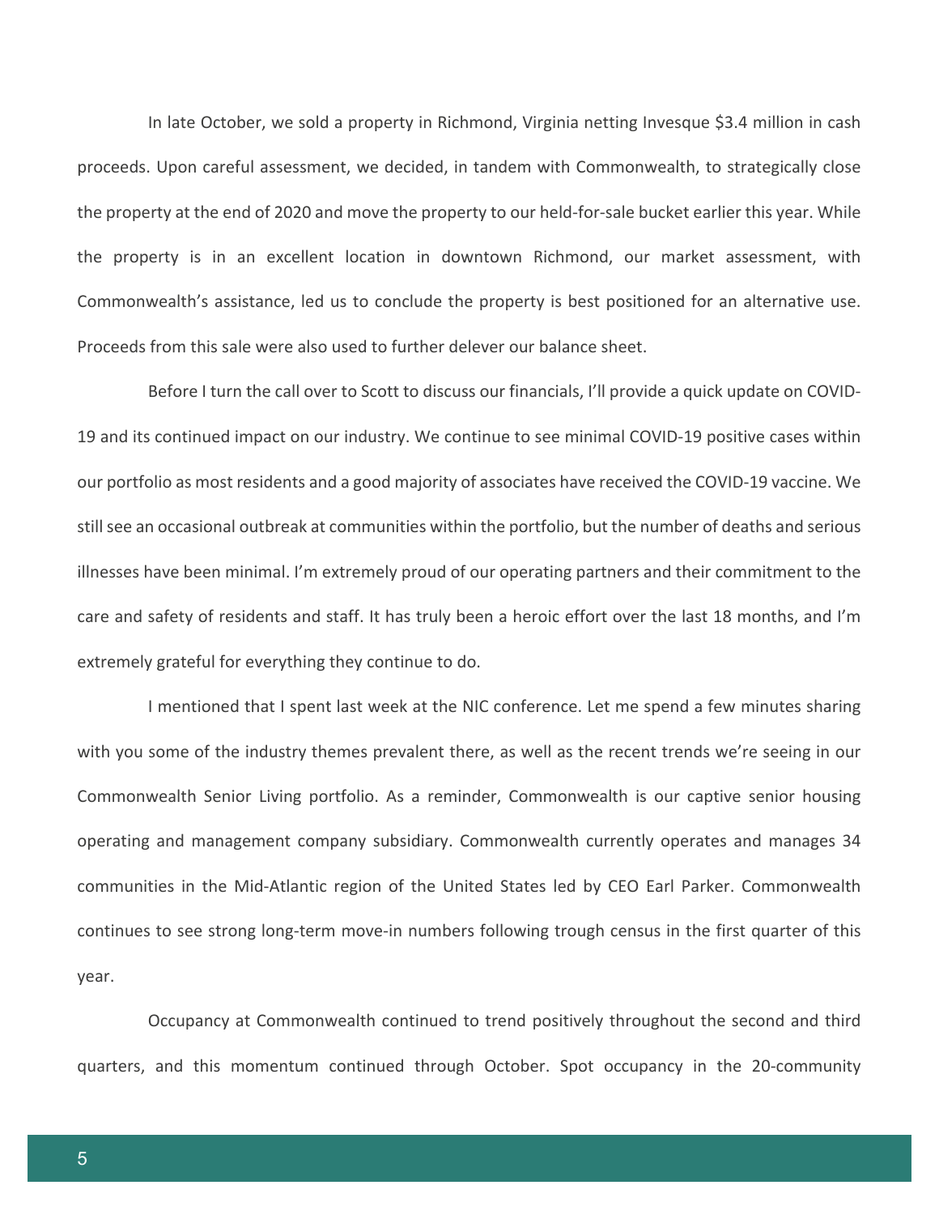In late October, we sold a property in Richmond, Virginia netting Invesque $3.4 million in cash proceeds. Upon careful assessment, we decided, in tandem with Commonwealth, to strategically close the property at the end of 2020 and move the property to our held-for-sale bucket earlier this year. While the property is in an excellent location in downtown Richmond, our market assessment, with Commonwealth's assistance, led us to conclude the property is best positioned for an alternative use. Proceeds from this sale were also used to further delever our balance sheet.

Before I turn the call over to Scott to discuss our financials, I'll provide a quick update on COVID-19 and its continued impact on our industry. We continue to see minimal COVID-19 positive cases within our portfolio as most residents and a good majority of associates have received the COVID-19 vaccine. We still see an occasional outbreak at communities within the portfolio, but the number of deaths and serious illnesses have been minimal. I'm extremely proud of our operating partners and their commitment to the care and safety of residents and staff. It has truly been a heroic effort over the last 18 months, and I'm extremely grateful for everything they continue to do.

I mentioned that I spent last week at the NIC conference. Let me spend a few minutes sharing with you some of the industry themes prevalent there, as well as the recent trends we're seeing in our Commonwealth Senior Living portfolio. As a reminder, Commonwealth is our captive senior housing operating and management company subsidiary. Commonwealth currently operates and manages 34 communities in the Mid-Atlantic region of the United States led by CEO Earl Parker. Commonwealth continues to see strong long-term move-in numbers following trough census in the first quarter of this year.

Occupancy at Commonwealth continued to trend positively throughout the second and third quarters, and this momentum continued through October. Spot occupancy in the 20-community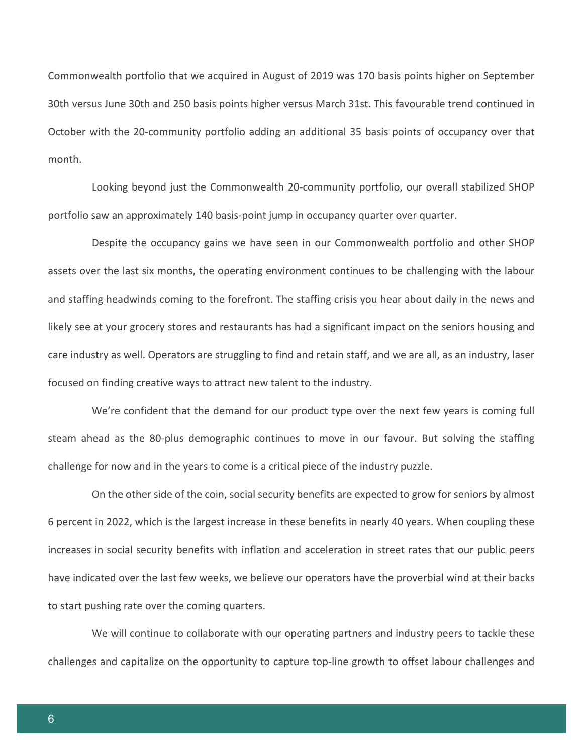Commonwealth portfolio that we acquired in August of 2019 was 170 basis points higher on September 30th versus June 30th and 250 basis points higher versus March 31st. This favourable trend continued in October with the 20-community portfolio adding an additional 35 basis points of occupancy over that month.

Looking beyond just the Commonwealth 20-community portfolio, our overall stabilized SHOP portfolio saw an approximately 140 basis-point jump in occupancy quarter over quarter.

Despite the occupancy gains we have seen in our Commonwealth portfolio and other SHOP assets over the last six months, the operating environment continues to be challenging with the labour and staffing headwinds coming to the forefront. The staffing crisis you hear about daily in the news and likely see at your grocery stores and restaurants has had a significant impact on the seniors housing and care industry as well. Operators are struggling to find and retain staff, and we are all, as an industry, laser focused on finding creative ways to attract new talent to the industry.

We're confident that the demand for our product type over the next few years is coming full steam ahead as the 80-plus demographic continues to move in our favour. But solving the staffing challenge for now and in the years to come is a critical piece of the industry puzzle.

On the other side of the coin, social security benefits are expected to grow for seniors by almost 6 percent in 2022, which is the largest increase in these benefits in nearly 40 years. When coupling these increases in social security benefits with inflation and acceleration in street rates that our public peers have indicated over the last few weeks, we believe our operators have the proverbial wind at their backs to start pushing rate over the coming quarters.

We will continue to collaborate with our operating partners and industry peers to tackle these challenges and capitalize on the opportunity to capture top-line growth to offset labour challenges and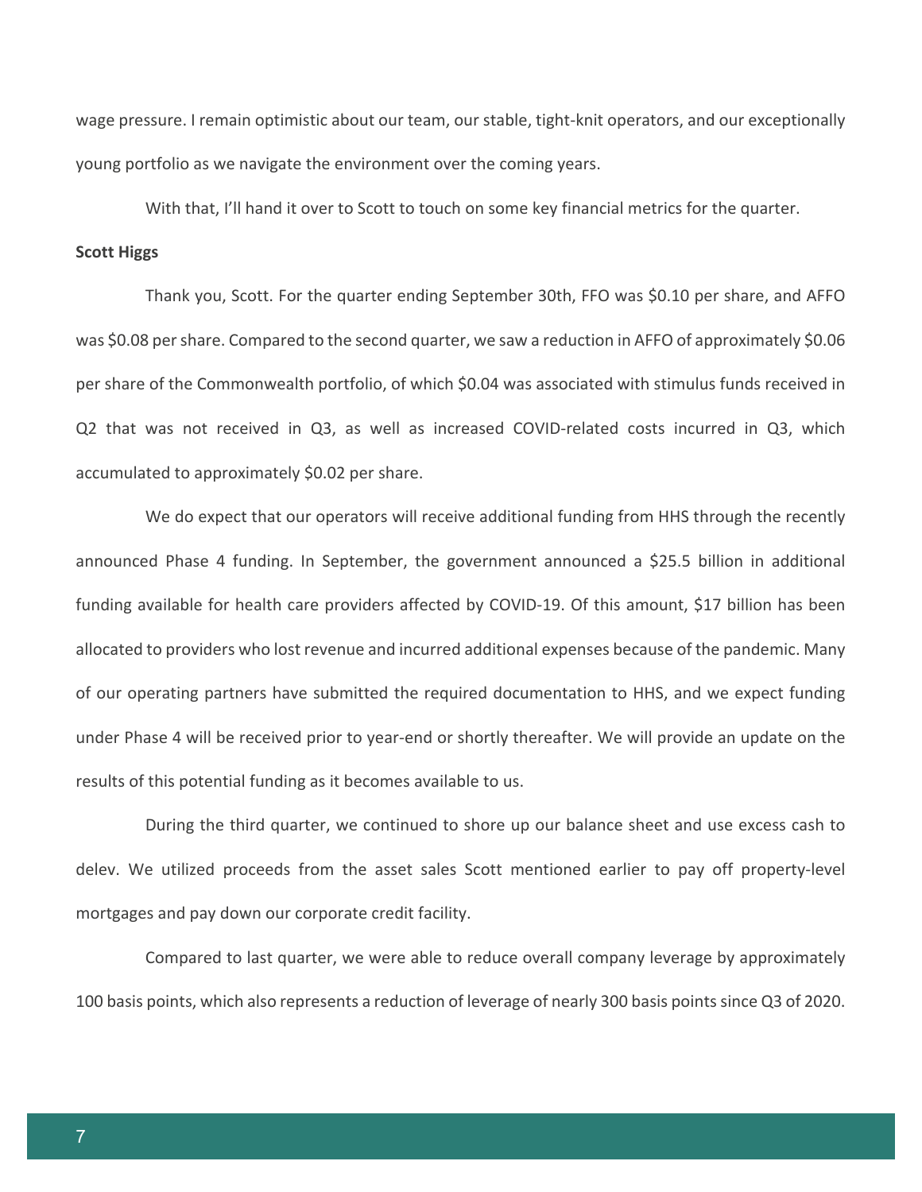wage pressure. I remain optimistic about our team, our stable, tight-knit operators, and our exceptionally young portfolio as we navigate the environment over the coming years.

With that, I'll hand it over to Scott to touch on some key financial metrics for the quarter.

**Scott Higgs**

Thank you, Scott. For the quarter ending September 30th, FFO was $0.10 per share, and AFFO was $0.08 per share. Compared to the second quarter, we saw a reduction in AFFO of approximately $0.06 per share of the Commonwealth portfolio, of which $0.04 was associated with stimulus funds received in Q2 that was not received in Q3, as well as increased COVID-related costs incurred in Q3, which accumulated to approximately $0.02 per share.

We do expect that our operators will receive additional funding from HHS through the recently announced Phase 4 funding. In September, the government announced a $25.5 billion in additional funding available for health care providers affected by COVID-19. Of this amount, $17 billion has been allocated to providers who lost revenue and incurred additional expenses because of the pandemic. Many of our operating partners have submitted the required documentation to HHS, and we expect funding under Phase 4 will be received prior to year-end or shortly thereafter. We will provide an update on the results of this potential funding as it becomes available to us.

During the third quarter, we continued to shore up our balance sheet and use excess cash to delev. We utilized proceeds from the asset sales Scott mentioned earlier to pay off property-level mortgages and pay down our corporate credit facility.

Compared to last quarter, we were able to reduce overall company leverage by approximately 100 basis points, which also represents a reduction of leverage of nearly 300 basis points since Q3 of 2020.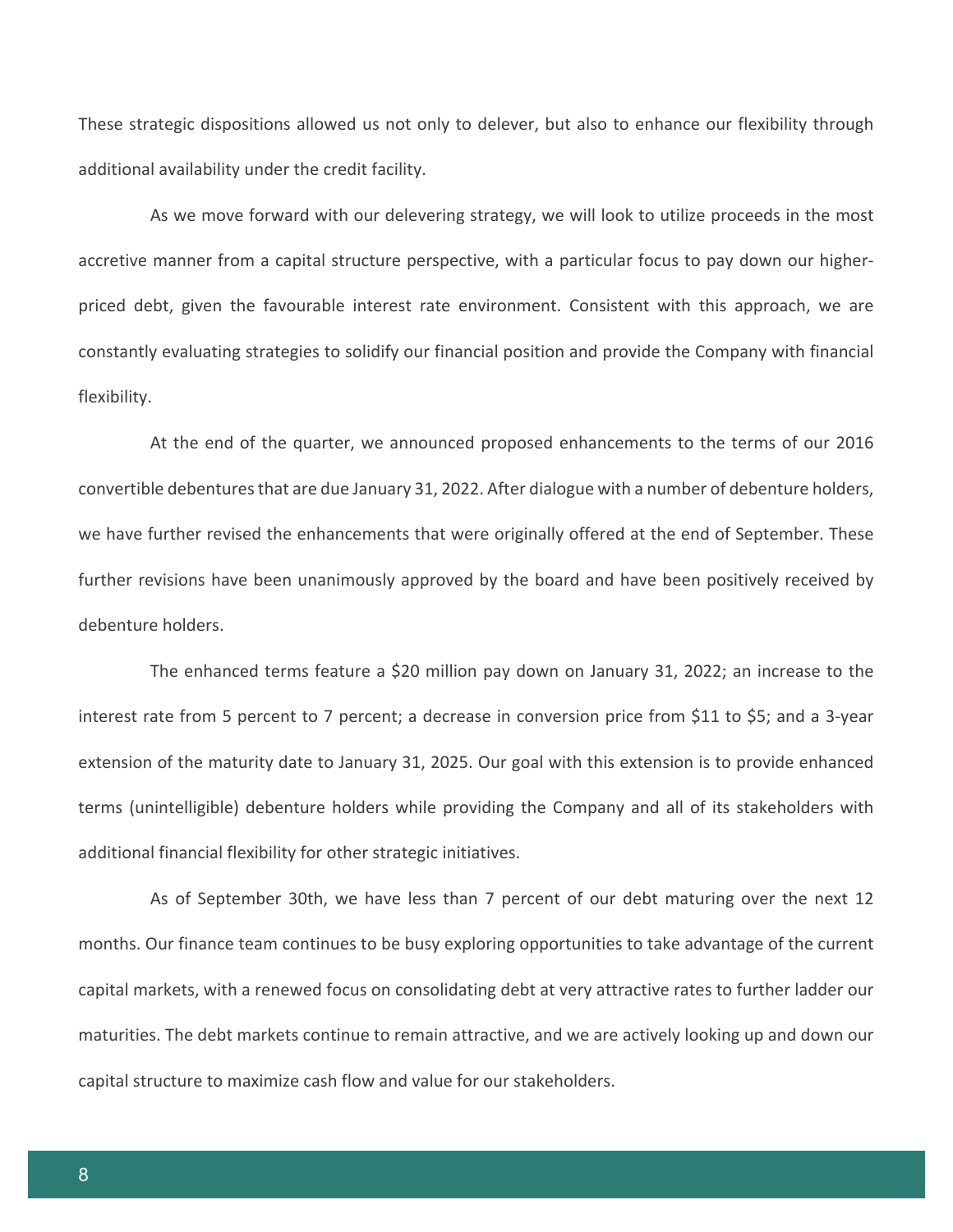These strategic dispositions allowed us not only to delever, but also to enhance our flexibility through additional availability under the credit facility.

As we move forward with our delevering strategy, we will look to utilize proceeds in the most accretive manner from a capital structure perspective, with a particular focus to pay down our higher-priced debt, given the favourable interest rate environment. Consistent with this approach, we are constantly evaluating strategies to solidify our financial position and provide the Company with financial flexibility.

At the end of the quarter, we announced proposed enhancements to the terms of our 2016 convertible debentures that are due January 31, 2022. After dialogue with a number of debenture holders, we have further revised the enhancements that were originally offered at the end of September. These further revisions have been unanimously approved by the board and have been positively received by debenture holders.

The enhanced terms feature a $20 million pay down on January 31, 2022; an increase to the interest rate from 5 percent to 7 percent; a decrease in conversion price from $11 to $5; and a 3-year extension of the maturity date to January 31, 2025. Our goal with this extension is to provide enhanced terms (unintelligible) debenture holders while providing the Company and all of its stakeholders with additional financial flexibility for other strategic initiatives.

As of September 30th, we have less than 7 percent of our debt maturing over the next 12 months. Our finance team continues to be busy exploring opportunities to take advantage of the current capital markets, with a renewed focus on consolidating debt at very attractive rates to further ladder our maturities. The debt markets continue to remain attractive, and we are actively looking up and down our capital structure to maximize cash flow and value for our stakeholders.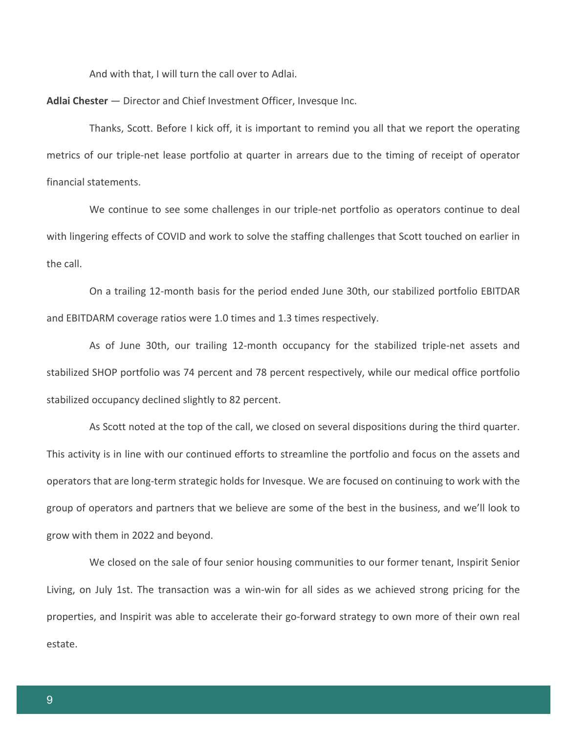And with that, I will turn the call over to Adlai.

**Adlai Chester** — Director and Chief Investment Officer, Invesque Inc.

Thanks, Scott. Before I kick off, it is important to remind you all that we report the operating metrics of our triple-net lease portfolio at quarter in arrears due to the timing of receipt of operator financial statements.

We continue to see some challenges in our triple-net portfolio as operators continue to deal with lingering effects of COVID and work to solve the staffing challenges that Scott touched on earlier in the call.

On a trailing 12-month basis for the period ended June 30th, our stabilized portfolio EBITDAR and EBITDARM coverage ratios were 1.0 times and 1.3 times respectively.

As of June 30th, our trailing 12-month occupancy for the stabilized triple-net assets and stabilized SHOP portfolio was 74 percent and 78 percent respectively, while our medical office portfolio stabilized occupancy declined slightly to 82 percent.

As Scott noted at the top of the call, we closed on several dispositions during the third quarter. This activity is in line with our continued efforts to streamline the portfolio and focus on the assets and operators that are long-term strategic holds for Invesque. We are focused on continuing to work with the group of operators and partners that we believe are some of the best in the business, and we'll look to grow with them in 2022 and beyond.

We closed on the sale of four senior housing communities to our former tenant, Inspirit Senior Living, on July 1st. The transaction was a win-win for all sides as we achieved strong pricing for the properties, and Inspirit was able to accelerate their go-forward strategy to own more of their own real estate.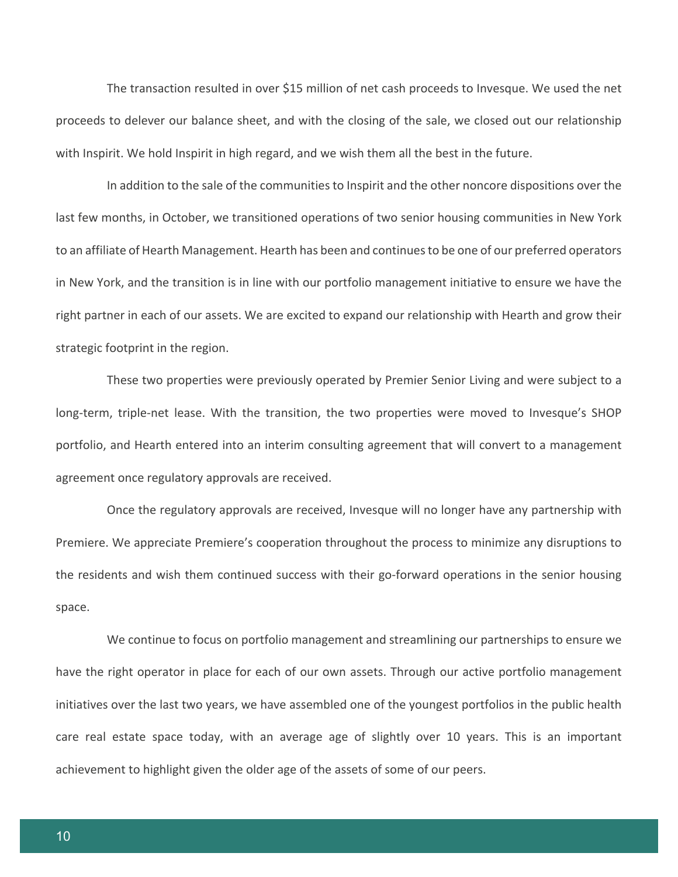The transaction resulted in over $15 million of net cash proceeds to Invesque. We used the net proceeds to delever our balance sheet, and with the closing of the sale, we closed out our relationship with Inspirit. We hold Inspirit in high regard, and we wish them all the best in the future.

In addition to the sale of the communities to Inspirit and the other noncore dispositions over the last few months, in October, we transitioned operations of two senior housing communities in New York to an affiliate of Hearth Management. Hearth has been and continues to be one of our preferred operators in New York, and the transition is in line with our portfolio management initiative to ensure we have the right partner in each of our assets. We are excited to expand our relationship with Hearth and grow their strategic footprint in the region.

These two properties were previously operated by Premier Senior Living and were subject to a long-term, triple-net lease. With the transition, the two properties were moved to Invesque's SHOP portfolio, and Hearth entered into an interim consulting agreement that will convert to a management agreement once regulatory approvals are received.

Once the regulatory approvals are received, Invesque will no longer have any partnership with Premiere. We appreciate Premiere's cooperation throughout the process to minimize any disruptions to the residents and wish them continued success with their go-forward operations in the senior housing space.

We continue to focus on portfolio management and streamlining our partnerships to ensure we have the right operator in place for each of our own assets. Through our active portfolio management initiatives over the last two years, we have assembled one of the youngest portfolios in the public health care real estate space today, with an average age of slightly over 10 years. This is an important achievement to highlight given the older age of the assets of some of our peers.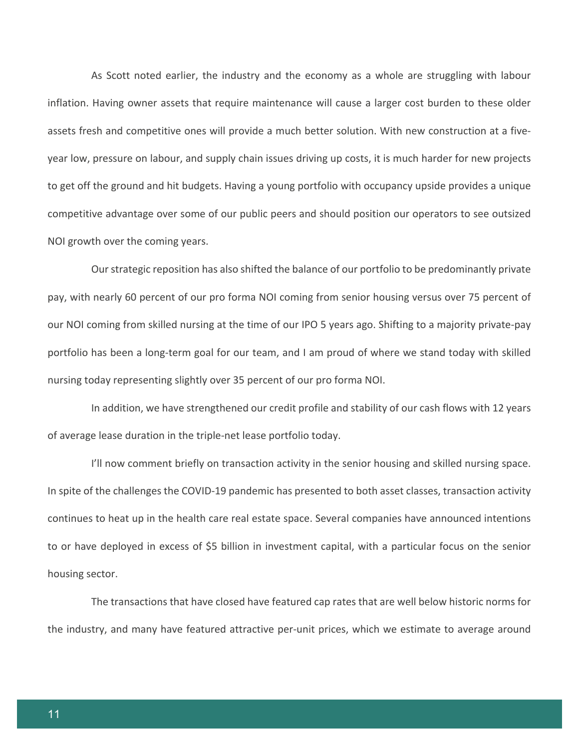As Scott noted earlier, the industry and the economy as a whole are struggling with labour inflation. Having owner assets that require maintenance will cause a larger cost burden to these older assets fresh and competitive ones will provide a much better solution. With new construction at a five-year low, pressure on labour, and supply chain issues driving up costs, it is much harder for new projects to get off the ground and hit budgets. Having a young portfolio with occupancy upside provides a unique competitive advantage over some of our public peers and should position our operators to see outsized NOI growth over the coming years.

Our strategic reposition has also shifted the balance of our portfolio to be predominantly private pay, with nearly 60 percent of our pro forma NOI coming from senior housing versus over 75 percent of our NOI coming from skilled nursing at the time of our IPO 5 years ago. Shifting to a majority private-pay portfolio has been a long-term goal for our team, and I am proud of where we stand today with skilled nursing today representing slightly over 35 percent of our pro forma NOI.

In addition, we have strengthened our credit profile and stability of our cash flows with 12 years of average lease duration in the triple-net lease portfolio today.

I'll now comment briefly on transaction activity in the senior housing and skilled nursing space. In spite of the challenges the COVID-19 pandemic has presented to both asset classes, transaction activity continues to heat up in the health care real estate space. Several companies have announced intentions to or have deployed in excess of $5 billion in investment capital, with a particular focus on the senior housing sector.

The transactions that have closed have featured cap rates that are well below historic norms for the industry, and many have featured attractive per-unit prices, which we estimate to average around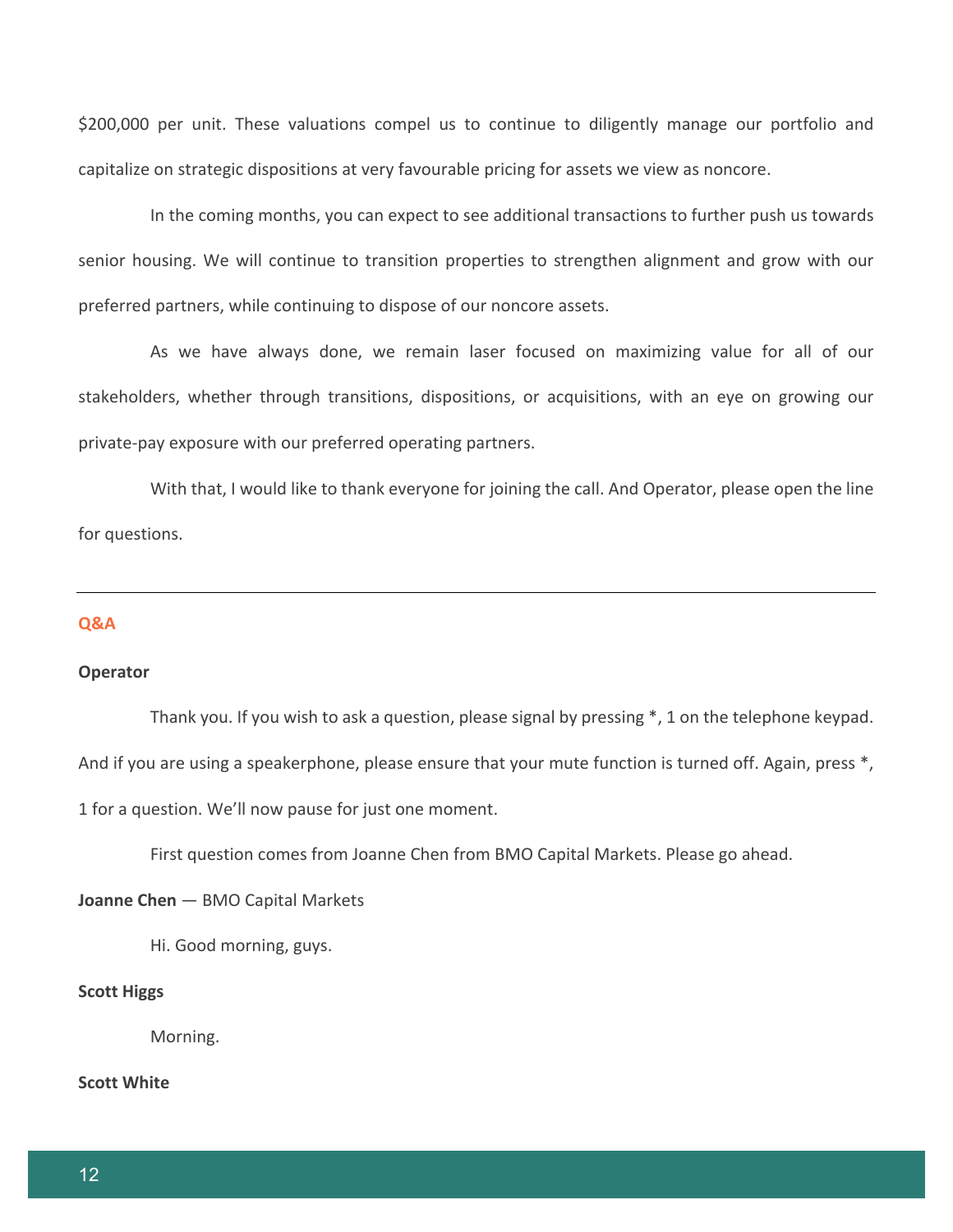$200,000 per unit. These valuations compel us to continue to diligently manage our portfolio and capitalize on strategic dispositions at very favourable pricing for assets we view as noncore.

In the coming months, you can expect to see additional transactions to further push us towards senior housing. We will continue to transition properties to strengthen alignment and grow with our preferred partners, while continuing to dispose of our noncore assets.

As we have always done, we remain laser focused on maximizing value for all of our stakeholders, whether through transitions, dispositions, or acquisitions, with an eye on growing our private-pay exposure with our preferred operating partners.

With that, I would like to thank everyone for joining the call. And Operator, please open the line for questions.

---

## Q&A

**Operator**

Thank you. If you wish to ask a question, please signal by pressing *, 1 on the telephone keypad. And if you are using a speakerphone, please ensure that your mute function is turned off. Again, press *, 1 for a question. We'll now pause for just one moment.

First question comes from Joanne Chen from BMO Capital Markets. Please go ahead.

**Joanne Chen** — BMO Capital Markets

Hi. Good morning, guys.

**Scott Higgs**

Morning.

**Scott White**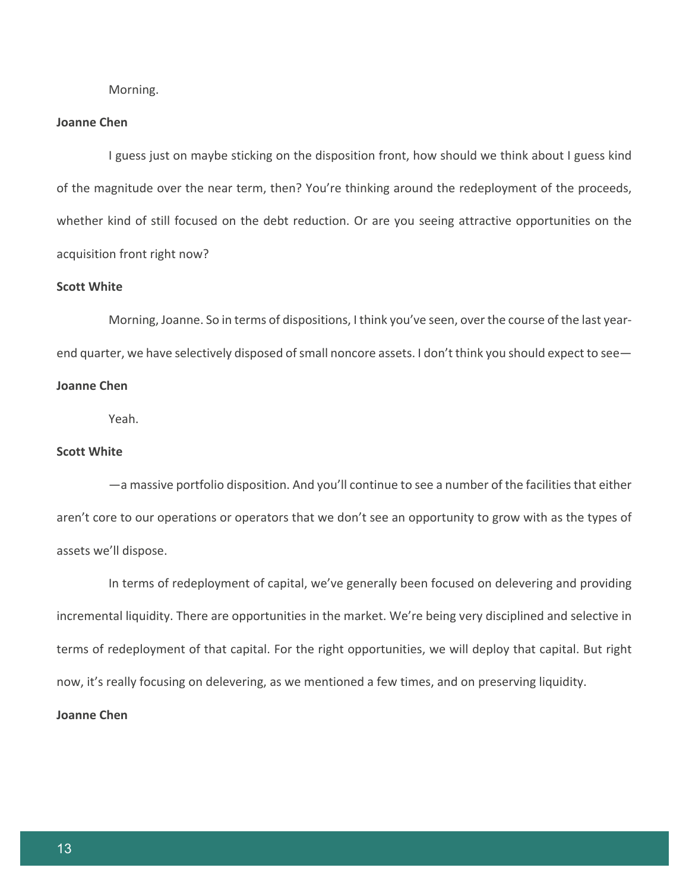Morning.

**Joanne Chen**

I guess just on maybe sticking on the disposition front, how should we think about I guess kind of the magnitude over the near term, then? You're thinking around the redeployment of the proceeds, whether kind of still focused on the debt reduction. Or are you seeing attractive opportunities on the acquisition front right now?

**Scott White**

Morning, Joanne. So in terms of dispositions, I think you've seen, over the course of the last year-end quarter, we have selectively disposed of small noncore assets. I don't think you should expect to see—

**Joanne Chen**

Yeah.

**Scott White**

—a massive portfolio disposition. And you'll continue to see a number of the facilities that either aren't core to our operations or operators that we don't see an opportunity to grow with as the types of assets we'll dispose.

In terms of redeployment of capital, we've generally been focused on delevering and providing incremental liquidity. There are opportunities in the market. We're being very disciplined and selective in terms of redeployment of that capital. For the right opportunities, we will deploy that capital. But right now, it's really focusing on delevering, as we mentioned a few times, and on preserving liquidity.

**Joanne Chen**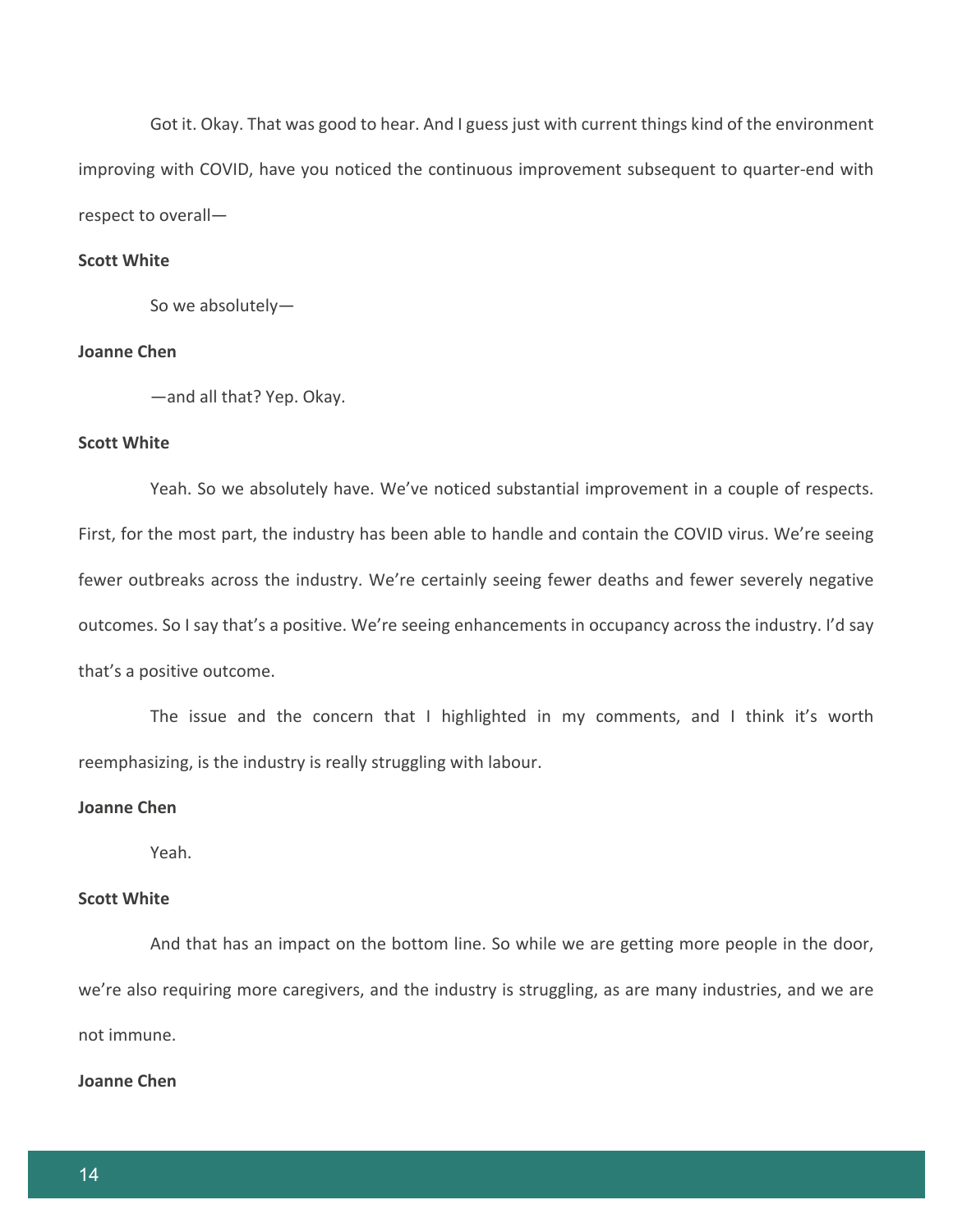Got it. Okay. That was good to hear. And I guess just with current things kind of the environment improving with COVID, have you noticed the continuous improvement subsequent to quarter-end with respect to overall—

**Scott White**

So we absolutely—

**Joanne Chen**

—and all that? Yep. Okay.

**Scott White**

Yeah. So we absolutely have. We've noticed substantial improvement in a couple of respects. First, for the most part, the industry has been able to handle and contain the COVID virus. We're seeing fewer outbreaks across the industry. We're certainly seeing fewer deaths and fewer severely negative outcomes. So I say that's a positive. We're seeing enhancements in occupancy across the industry. I'd say that's a positive outcome.

The issue and the concern that I highlighted in my comments, and I think it's worth reemphasizing, is the industry is really struggling with labour.

**Joanne Chen**

Yeah.

**Scott White**

And that has an impact on the bottom line. So while we are getting more people in the door, we're also requiring more caregivers, and the industry is struggling, as are many industries, and we are not immune.

**Joanne Chen**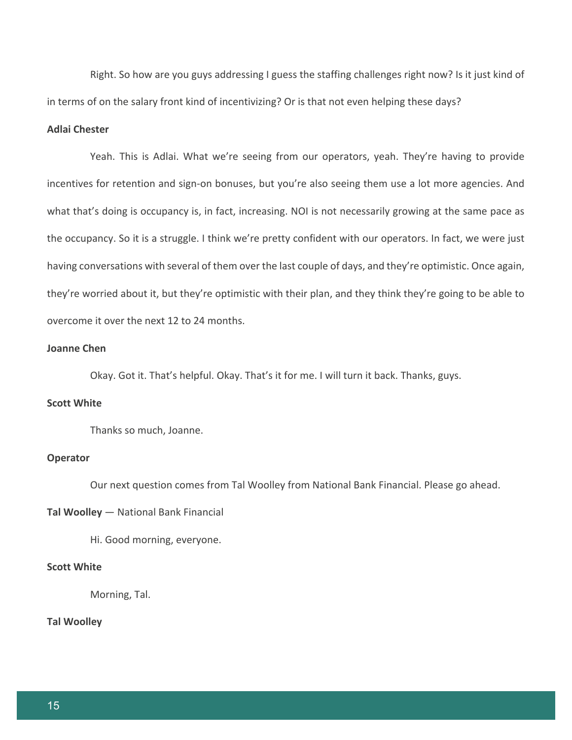Right. So how are you guys addressing I guess the staffing challenges right now? Is it just kind of in terms of on the salary front kind of incentivizing? Or is that not even helping these days?

**Adlai Chester**

Yeah. This is Adlai. What we're seeing from our operators, yeah. They're having to provide incentives for retention and sign-on bonuses, but you're also seeing them use a lot more agencies. And what that's doing is occupancy is, in fact, increasing. NOI is not necessarily growing at the same pace as the occupancy. So it is a struggle. I think we're pretty confident with our operators. In fact, we were just having conversations with several of them over the last couple of days, and they're optimistic. Once again, they're worried about it, but they're optimistic with their plan, and they think they're going to be able to overcome it over the next 12 to 24 months.

**Joanne Chen**

Okay. Got it. That's helpful. Okay. That's it for me. I will turn it back. Thanks, guys.

**Scott White**

Thanks so much, Joanne.

**Operator**

Our next question comes from Tal Woolley from National Bank Financial. Please go ahead.

**Tal Woolley** — National Bank Financial

Hi. Good morning, everyone.

**Scott White**

Morning, Tal.

**Tal Woolley**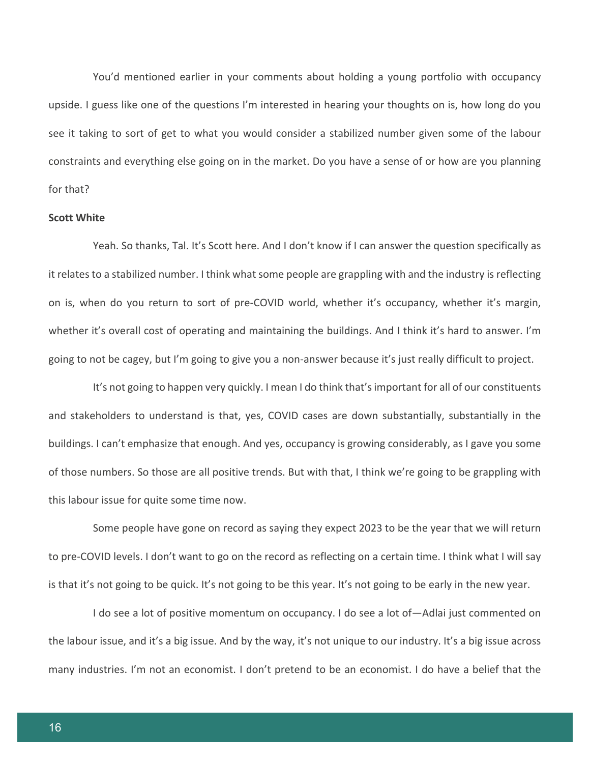You'd mentioned earlier in your comments about holding a young portfolio with occupancy upside. I guess like one of the questions I'm interested in hearing your thoughts on is, how long do you see it taking to sort of get to what you would consider a stabilized number given some of the labour constraints and everything else going on in the market. Do you have a sense of or how are you planning for that?

**Scott White**

Yeah. So thanks, Tal. It's Scott here. And I don't know if I can answer the question specifically as it relates to a stabilized number. I think what some people are grappling with and the industry is reflecting on is, when do you return to sort of pre-COVID world, whether it's occupancy, whether it's margin, whether it's overall cost of operating and maintaining the buildings. And I think it's hard to answer. I'm going to not be cagey, but I'm going to give you a non-answer because it's just really difficult to project.

It's not going to happen very quickly. I mean I do think that's important for all of our constituents and stakeholders to understand is that, yes, COVID cases are down substantially, substantially in the buildings. I can't emphasize that enough. And yes, occupancy is growing considerably, as I gave you some of those numbers. So those are all positive trends. But with that, I think we're going to be grappling with this labour issue for quite some time now.

Some people have gone on record as saying they expect 2023 to be the year that we will return to pre-COVID levels. I don't want to go on the record as reflecting on a certain time. I think what I will say is that it's not going to be quick. It's not going to be this year. It's not going to be early in the new year.

I do see a lot of positive momentum on occupancy. I do see a lot of—Adlai just commented on the labour issue, and it's a big issue. And by the way, it's not unique to our industry. It's a big issue across many industries. I'm not an economist. I don't pretend to be an economist. I do have a belief that the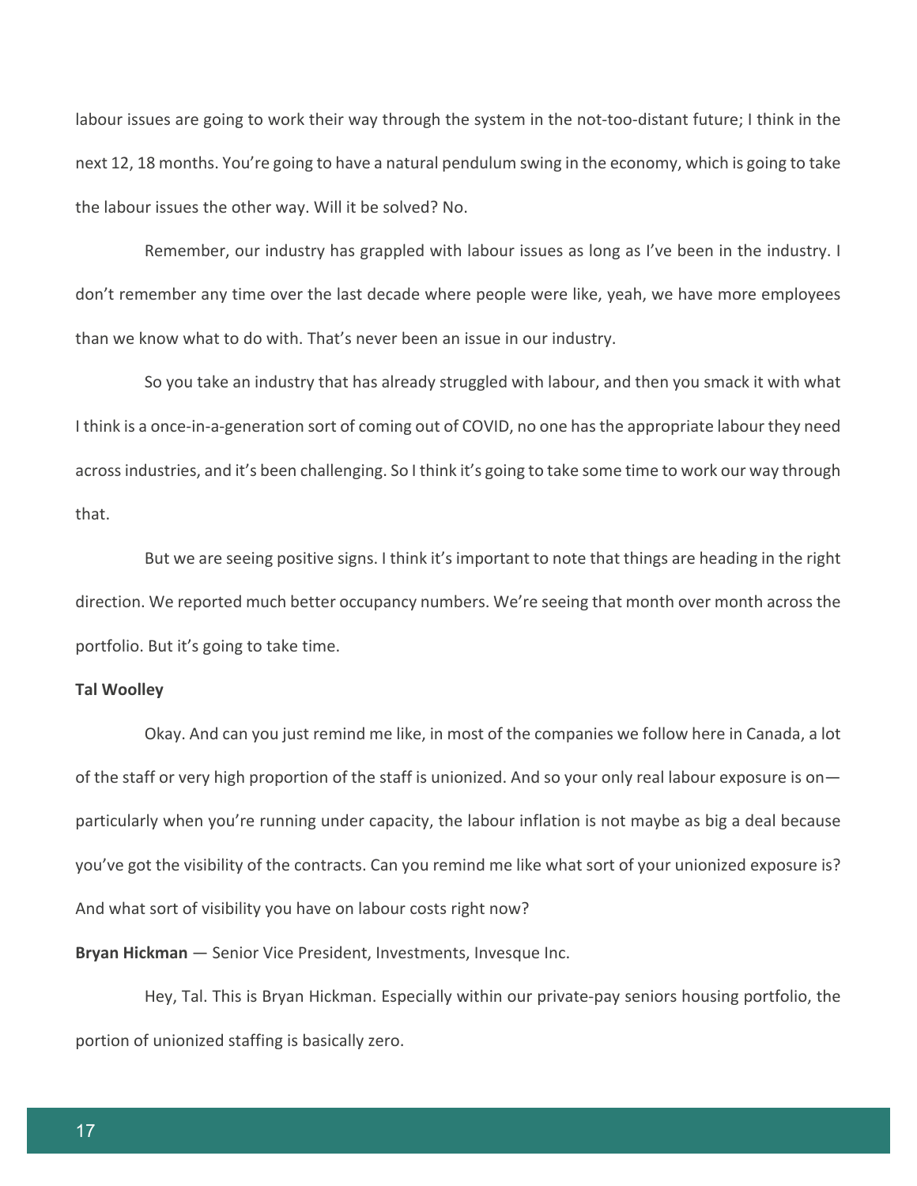labour issues are going to work their way through the system in the not-too-distant future; I think in the next 12, 18 months. You're going to have a natural pendulum swing in the economy, which is going to take the labour issues the other way. Will it be solved? No.

Remember, our industry has grappled with labour issues as long as I've been in the industry. I don't remember any time over the last decade where people were like, yeah, we have more employees than we know what to do with. That's never been an issue in our industry.

So you take an industry that has already struggled with labour, and then you smack it with what I think is a once-in-a-generation sort of coming out of COVID, no one has the appropriate labour they need across industries, and it's been challenging. So I think it's going to take some time to work our way through that.

But we are seeing positive signs. I think it's important to note that things are heading in the right direction. We reported much better occupancy numbers. We're seeing that month over month across the portfolio. But it's going to take time.

**Tal Woolley**

Okay. And can you just remind me like, in most of the companies we follow here in Canada, a lot of the staff or very high proportion of the staff is unionized. And so your only real labour exposure is on—particularly when you're running under capacity, the labour inflation is not maybe as big a deal because you've got the visibility of the contracts. Can you remind me like what sort of your unionized exposure is? And what sort of visibility you have on labour costs right now?

**Bryan Hickman** — Senior Vice President, Investments, Invesque Inc.

Hey, Tal. This is Bryan Hickman. Especially within our private-pay seniors housing portfolio, the portion of unionized staffing is basically zero.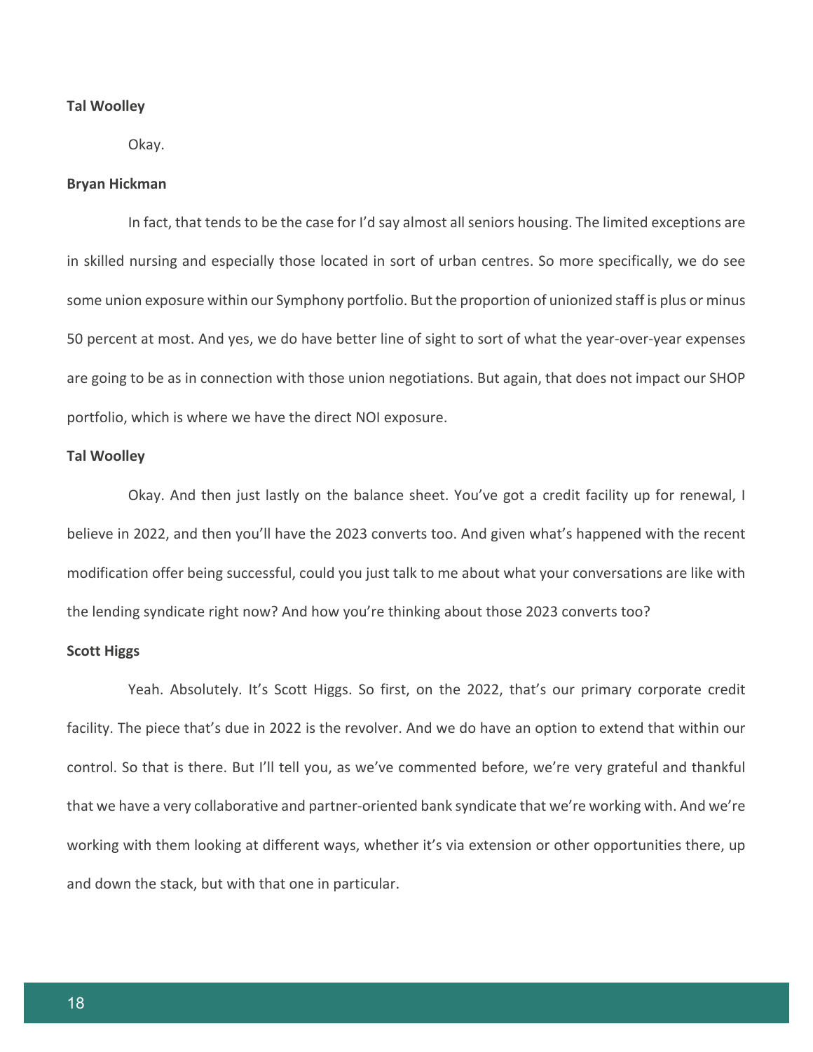**Tal Woolley**

Okay.

**Bryan Hickman**

In fact, that tends to be the case for I'd say almost all seniors housing. The limited exceptions are in skilled nursing and especially those located in sort of urban centres. So more specifically, we do see some union exposure within our Symphony portfolio. But the proportion of unionized staff is plus or minus 50 percent at most. And yes, we do have better line of sight to sort of what the year-over-year expenses are going to be as in connection with those union negotiations. But again, that does not impact our SHOP portfolio, which is where we have the direct NOI exposure.

**Tal Woolley**

Okay. And then just lastly on the balance sheet. You've got a credit facility up for renewal, I believe in 2022, and then you'll have the 2023 converts too. And given what's happened with the recent modification offer being successful, could you just talk to me about what your conversations are like with the lending syndicate right now? And how you're thinking about those 2023 converts too?

**Scott Higgs**

Yeah. Absolutely. It's Scott Higgs. So first, on the 2022, that's our primary corporate credit facility. The piece that's due in 2022 is the revolver. And we do have an option to extend that within our control. So that is there. But I'll tell you, as we've commented before, we're very grateful and thankful that we have a very collaborative and partner-oriented bank syndicate that we're working with. And we're working with them looking at different ways, whether it's via extension or other opportunities there, up and down the stack, but with that one in particular.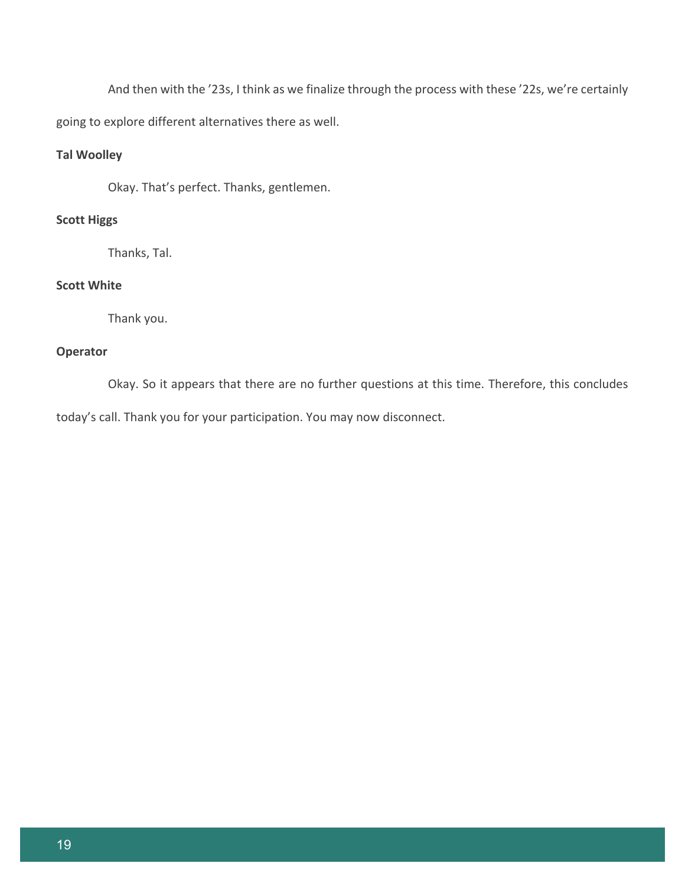And then with the ’23s, I think as we finalize through the process with these ’22s, we’re certainly going to explore different alternatives there as well.

**Tal Woolley**

Okay. That’s perfect. Thanks, gentlemen.

**Scott Higgs**

Thanks, Tal.

**Scott White**

Thank you.

**Operator**

Okay. So it appears that there are no further questions at this time. Therefore, this concludes today’s call. Thank you for your participation. You may now disconnect.